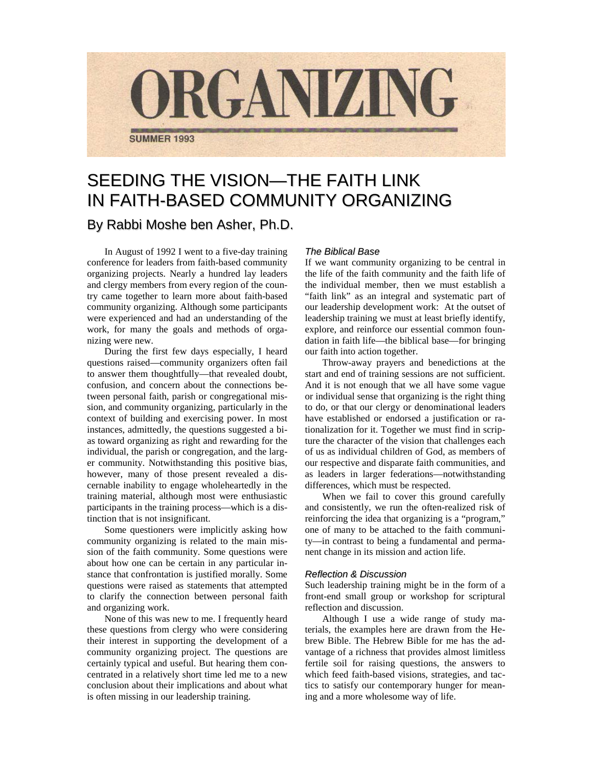ORGANIZING

SUMMER 1993

# SEEDING THE VISION—THE FAITH LINK IN FAITH-BASED COMMUNITY ORGANIZING

## By Rabbi Moshe ben Asher, Ph.D.

In August of 1992 I went to a five-day training conference for leaders from faith-based community organizing projects. Nearly a hundred lay leaders and clergy members from every region of the country came together to learn more about faith-based community organizing. Although some participants were experienced and had an understanding of the work, for many the goals and methods of organizing were new.

During the first few days especially, I heard questions raised—community organizers often fail to answer them thoughtfully—that revealed doubt, confusion, and concern about the connections between personal faith, parish or congregational mission, and community organizing, particularly in the context of building and exercising power. In most instances, admittedly, the questions suggested a bias toward organizing as right and rewarding for the individual, the parish or congregation, and the larger community. Notwithstanding this positive bias, however, many of those present revealed a discernable inability to engage wholeheartedly in the training material, although most were enthusiastic participants in the training process—which is a distinction that is not insignificant.

Some questioners were implicitly asking how community organizing is related to the main mission of the faith community. Some questions were about how one can be certain in any particular instance that confrontation is justified morally. Some questions were raised as statements that attempted to clarify the connection between personal faith and organizing work.

None of this was new to me. I frequently heard these questions from clergy who were considering their interest in supporting the development of a community organizing project. The questions are certainly typical and useful. But hearing them concentrated in a relatively short time led me to a new conclusion about their implications and about what is often missing in our leadership training.

### *The Biblical Base*

If we want community organizing to be central in the life of the faith community and the faith life of the individual member, then we must establish a "faith link" as an integral and systematic part of our leadership development work: At the outset of leadership training we must at least briefly identify, explore, and reinforce our essential common foundation in faith life—the biblical base—for bringing our faith into action together.

Throw-away prayers and benedictions at the start and end of training sessions are not sufficient. And it is not enough that we all have some vague or individual sense that organizing is the right thing to do, or that our clergy or denominational leaders have established or endorsed a justification or rationalization for it. Together we must find in scripture the character of the vision that challenges each of us as individual children of God, as members of our respective and disparate faith communities, and as leaders in larger federations—notwithstanding differences, which must be respected.

When we fail to cover this ground carefully and consistently, we run the often-realized risk of reinforcing the idea that organizing is a "program," one of many to be attached to the faith community—in contrast to being a fundamental and permanent change in its mission and action life.

### *Reflection & Discussion*

Such leadership training might be in the form of a front-end small group or workshop for scriptural reflection and discussion.

Although I use a wide range of study materials, the examples here are drawn from the Hebrew Bible. The Hebrew Bible for me has the advantage of a richness that provides almost limitless fertile soil for raising questions, the answers to which feed faith-based visions, strategies, and tactics to satisfy our contemporary hunger for meaning and a more wholesome way of life.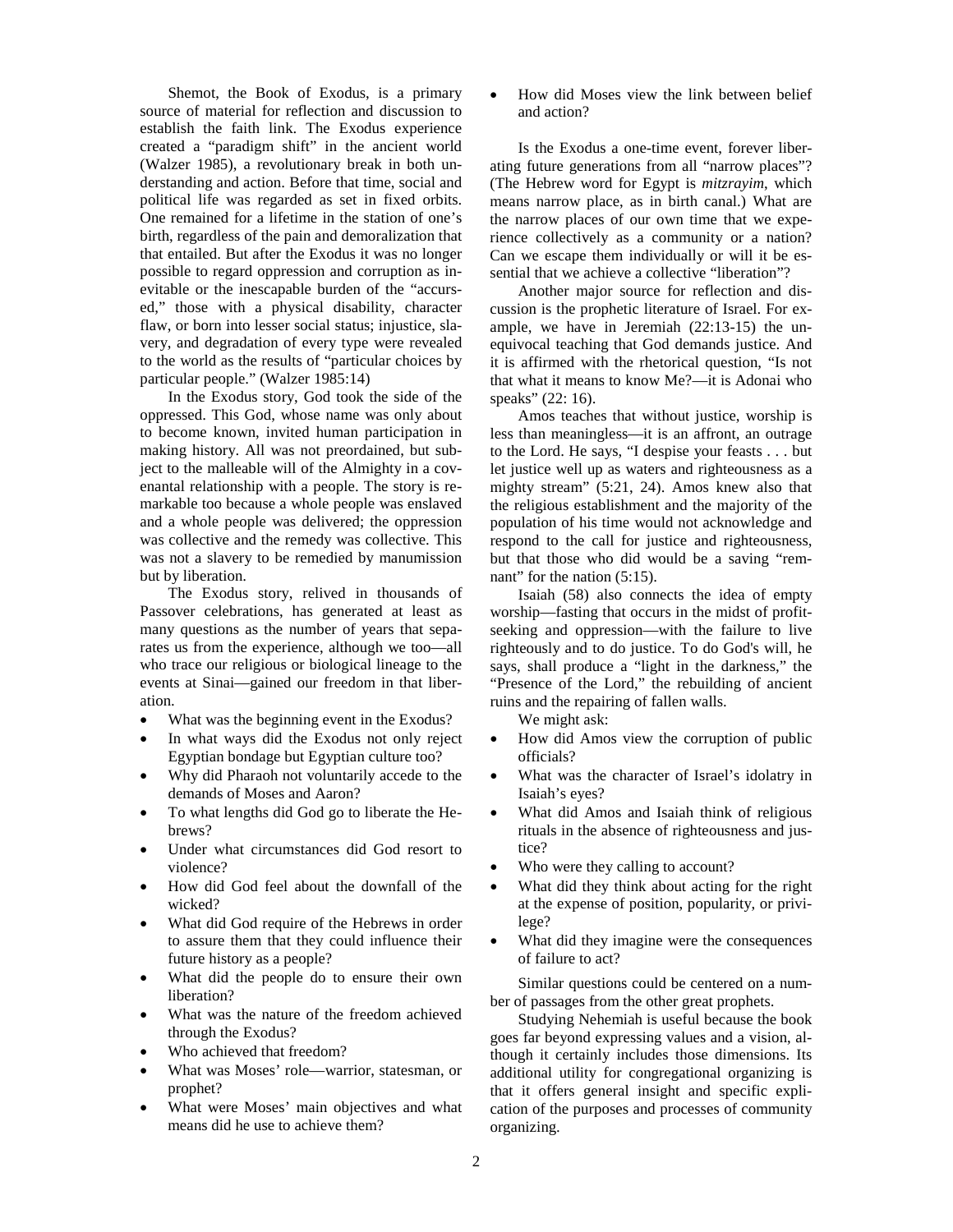Shemot, the Book of Exodus, is a primary source of material for reflection and discussion to establish the faith link. The Exodus experience created a "paradigm shift" in the ancient world (Walzer 1985), a revolutionary break in both understanding and action. Before that time, social and political life was regarded as set in fixed orbits. One remained for a lifetime in the station of one's birth, regardless of the pain and demoralization that that entailed. But after the Exodus it was no longer possible to regard oppression and corruption as inevitable or the inescapable burden of the "accursed," those with a physical disability, character flaw, or born into lesser social status; injustice, slavery, and degradation of every type were revealed to the world as the results of "particular choices by particular people." (Walzer 1985:14)

In the Exodus story, God took the side of the oppressed. This God, whose name was only about to become known, invited human participation in making history. All was not preordained, but subject to the malleable will of the Almighty in a covenantal relationship with a people. The story is remarkable too because a whole people was enslaved and a whole people was delivered; the oppression was collective and the remedy was collective. This was not a slavery to be remedied by manumission but by liberation.

The Exodus story, relived in thousands of Passover celebrations, has generated at least as many questions as the number of years that separates us from the experience, although we too—all who trace our religious or biological lineage to the events at Sinai—gained our freedom in that liberation.

- What was the beginning event in the Exodus?
- In what ways did the Exodus not only reject Egyptian bondage but Egyptian culture too?
- Why did Pharaoh not voluntarily accede to the demands of Moses and Aaron?
- To what lengths did God go to liberate the Hebrews?
- Under what circumstances did God resort to violence?
- How did God feel about the downfall of the wicked?
- What did God require of the Hebrews in order to assure them that they could influence their future history as a people?
- What did the people do to ensure their own liberation?
- What was the nature of the freedom achieved through the Exodus?
- Who achieved that freedom?
- What was Moses' role—warrior, statesman, or prophet?
- What were Moses' main objectives and what means did he use to achieve them?
- How did Moses view the link between belief and action?

Is the Exodus a one-time event, forever liberating future generations from all "narrow places"? (The Hebrew word for Egypt is *mitzrayim*, which means narrow place, as in birth canal.) What are the narrow places of our own time that we experience collectively as a community or a nation? Can we escape them individually or will it be essential that we achieve a collective "liberation"?

Another major source for reflection and discussion is the prophetic literature of Israel. For example, we have in Jeremiah (22:13-15) the unequivocal teaching that God demands justice. And it is affirmed with the rhetorical question, "Is not that what it means to know Me?—it is Adonai who speaks" (22: 16).

Amos teaches that without justice, worship is less than meaningless—it is an affront, an outrage to the Lord. He says, "I despise your feasts . . . but let justice well up as waters and righteousness as a mighty stream" (5:21, 24). Amos knew also that the religious establishment and the majority of the population of his time would not acknowledge and respond to the call for justice and righteousness, but that those who did would be a saving "remnant" for the nation (5:15).

Isaiah (58) also connects the idea of empty worship—fasting that occurs in the midst of profit-seeking and oppression—with the failure to live righteously and to do justice. To do God's will, he says, shall produce a "light in the darkness," the "Presence of the Lord," the rebuilding of ancient ruins and the repairing of fallen walls.

We might ask:

- How did Amos view the corruption of public officials?
- What was the character of Israel's idolatry in Isaiah's eyes?
- What did Amos and Isaiah think of religious rituals in the absence of righteousness and justice?
- Who were they calling to account?
- What did they think about acting for the right at the expense of position, popularity, or privilege?
- What did they imagine were the consequences of failure to act?

Similar questions could be centered on a number of passages from the other great prophets.

Studying Nehemiah is useful because the book goes far beyond expressing values and a vision, although it certainly includes those dimensions. Its additional utility for congregational organizing is that it offers general insight and specific explication of the purposes and processes of community organizing.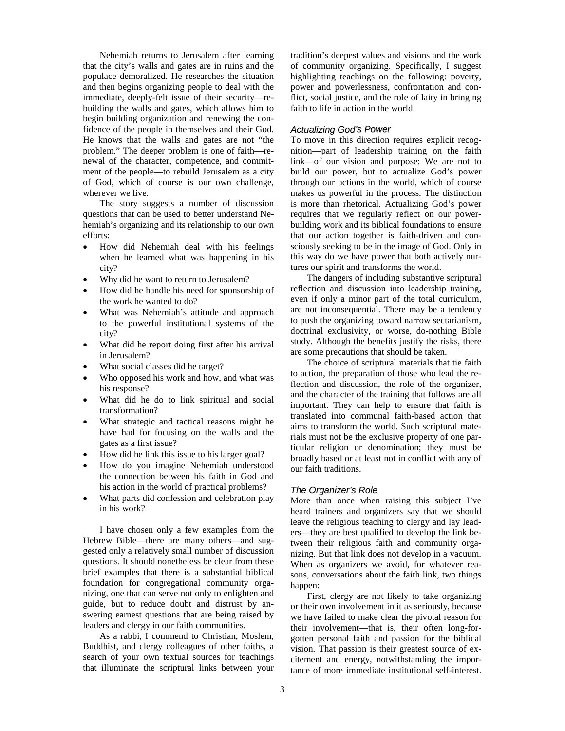Nehemiah returns to Jerusalem after learning that the city's walls and gates are in ruins and the populace demoralized. He researches the situation and then begins organizing people to deal with the immediate, deeply-felt issue of their security—rebuilding the walls and gates, which allows him to begin building organization and renewing the confidence of the people in themselves and their God. He knows that the walls and gates are not "the problem." The deeper problem is one of faith—renewal of the character, competence, and commitment of the people—to rebuild Jerusalem as a city of God, which of course is our own challenge, wherever we live.

The story suggests a number of discussion questions that can be used to better understand Nehemiah's organizing and its relationship to our own efforts:

- How did Nehemiah deal with his feelings when he learned what was happening in his city?
- Why did he want to return to Jerusalem?
- How did he handle his need for sponsorship of the work he wanted to do?
- What was Nehemiah's attitude and approach to the powerful institutional systems of the city?
- What did he report doing first after his arrival in Jerusalem?
- What social classes did he target?
- Who opposed his work and how, and what was his response?
- What did he do to link spiritual and social transformation?
- What strategic and tactical reasons might he have had for focusing on the walls and the gates as a first issue?
- How did he link this issue to his larger goal?
- How do you imagine Nehemiah understood the connection between his faith in God and his action in the world of practical problems?
- What parts did confession and celebration play in his work?

I have chosen only a few examples from the Hebrew Bible—there are many others—and suggested only a relatively small number of discussion questions. It should nonetheless be clear from these brief examples that there is a substantial biblical foundation for congregational community organizing, one that can serve not only to enlighten and guide, but to reduce doubt and distrust by answering earnest questions that are being raised by leaders and clergy in our faith communities.

As a rabbi, I commend to Christian, Moslem, Buddhist, and clergy colleagues of other faiths, a search of your own textual sources for teachings that illuminate the scriptural links between your tradition's deepest values and visions and the work of community organizing. Specifically, I suggest highlighting teachings on the following: poverty, power and powerlessness, confrontation and conflict, social justice, and the role of laity in bringing faith to life in action in the world.

### *Actualizing God's Power*

To move in this direction requires explicit recognition—part of leadership training on the faith link—of our vision and purpose: We are not to build our power, but to actualize God's power through our actions in the world, which of course makes us powerful in the process. The distinction is more than rhetorical. Actualizing God's power requires that we regularly reflect on our power-building work and its biblical foundations to ensure that our action together is faith-driven and consciously seeking to be in the image of God. Only in this way do we have power that both actively nurtures our spirit and transforms the world.

The dangers of including substantive scriptural reflection and discussion into leadership training, even if only a minor part of the total curriculum, are not inconsequential. There may be a tendency to push the organizing toward narrow sectarianism, doctrinal exclusivity, or worse, do-nothing Bible study. Although the benefits justify the risks, there are some precautions that should be taken.

The choice of scriptural materials that tie faith to action, the preparation of those who lead the reflection and discussion, the role of the organizer, and the character of the training that follows are all important. They can help to ensure that faith is translated into communal faith-based action that aims to transform the world. Such scriptural materials must not be the exclusive property of one particular religion or denomination; they must be broadly based or at least not in conflict with any of our faith traditions.

### *The Organizer's Role*

More than once when raising this subject I've heard trainers and organizers say that we should leave the religious teaching to clergy and lay leaders—they are best qualified to develop the link between their religious faith and community organizing. But that link does not develop in a vacuum. When as organizers we avoid, for whatever reasons, conversations about the faith link, two things happen:

First, clergy are not likely to take organizing or their own involvement in it as seriously, because we have failed to make clear the pivotal reason for their involvement—that is, their often long-forgotten personal faith and passion for the biblical vision. That passion is their greatest source of excitement and energy, notwithstanding the importance of more immediate institutional self-interest.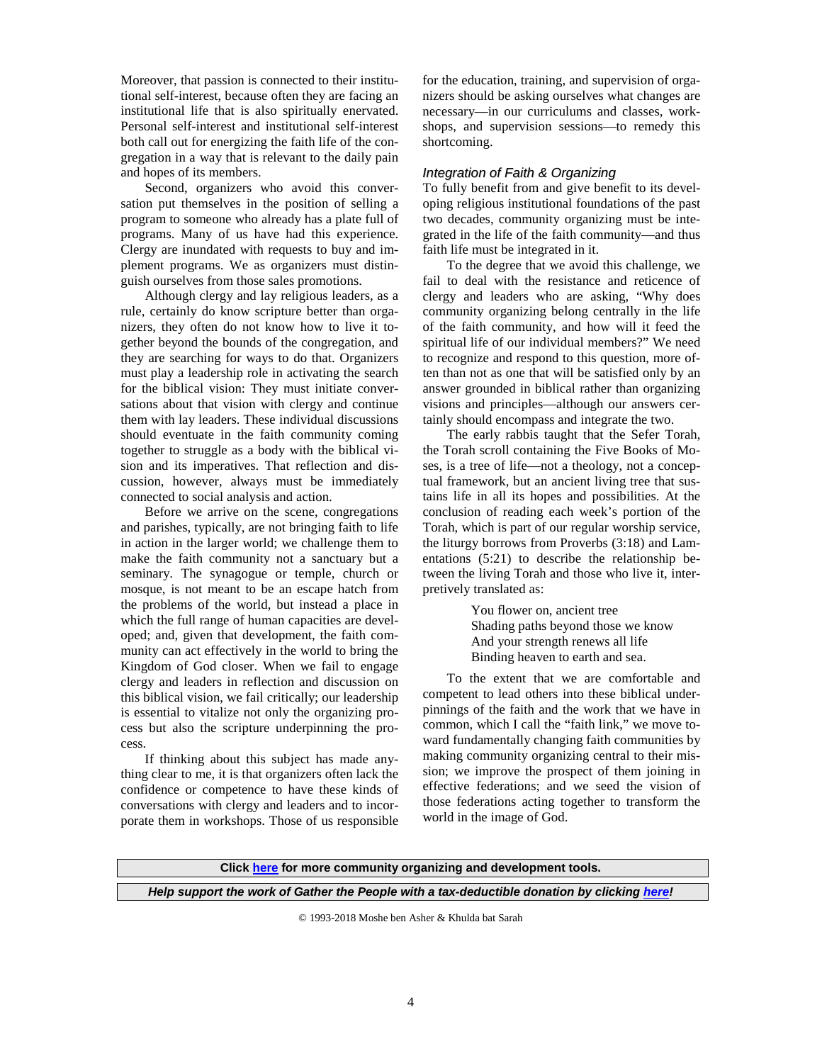Moreover, that passion is connected to their institutional self-interest, because often they are facing an institutional life that is also spiritually enervated. Personal self-interest and institutional self-interest both call out for energizing the faith life of the congregation in a way that is relevant to the daily pain and hopes of its members.

Second, organizers who avoid this conversation put themselves in the position of selling a program to someone who already has a plate full of programs. Many of us have had this experience. Clergy are inundated with requests to buy and implement programs. We as organizers must distinguish ourselves from those sales promotions.

Although clergy and lay religious leaders, as a rule, certainly do know scripture better than organizers, they often do not know how to live it together beyond the bounds of the congregation, and they are searching for ways to do that. Organizers must play a leadership role in activating the search for the biblical vision: They must initiate conversations about that vision with clergy and continue them with lay leaders. These individual discussions should eventuate in the faith community coming together to struggle as a body with the biblical vision and its imperatives. That reflection and discussion, however, always must be immediately connected to social analysis and action.

Before we arrive on the scene, congregations and parishes, typically, are not bringing faith to life in action in the larger world; we challenge them to make the faith community not a sanctuary but a seminary. The synagogue or temple, church or mosque, is not meant to be an escape hatch from the problems of the world, but instead a place in which the full range of human capacities are developed; and, given that development, the faith community can act effectively in the world to bring the Kingdom of God closer. When we fail to engage clergy and leaders in reflection and discussion on this biblical vision, we fail critically; our leadership is essential to vitalize not only the organizing process but also the scripture underpinning the process.

If thinking about this subject has made anything clear to me, it is that organizers often lack the confidence or competence to have these kinds of conversations with clergy and leaders and to incorporate them in workshops. Those of us responsible for the education, training, and supervision of organizers should be asking ourselves what changes are necessary—in our curriculums and classes, workshops, and supervision sessions—to remedy this shortcoming.

### *Integration of Faith & Organizing*

To fully benefit from and give benefit to its developing religious institutional foundations of the past two decades, community organizing must be integrated in the life of the faith community—and thus faith life must be integrated in it.

To the degree that we avoid this challenge, we fail to deal with the resistance and reticence of clergy and leaders who are asking, "Why does community organizing belong centrally in the life of the faith community, and how will it feed the spiritual life of our individual members?" We need to recognize and respond to this question, more often than not as one that will be satisfied only by an answer grounded in biblical rather than organizing visions and principles—although our answers certainly should encompass and integrate the two.

The early rabbis taught that the Sefer Torah, the Torah scroll containing the Five Books of Moses, is a tree of life—not a theology, not a conceptual framework, but an ancient living tree that sustains life in all its hopes and possibilities. At the conclusion of reading each week's portion of the Torah, which is part of our regular worship service, the liturgy borrows from Proverbs (3:18) and Lamentations (5:21) to describe the relationship between the living Torah and those who live it, interpretively translated as:

> You flower on, ancient tree
> Shading paths beyond those we know
> And your strength renews all life
> Binding heaven to earth and sea.

To the extent that we are comfortable and competent to lead others into these biblical underpinnings of the faith and the work that we have in common, which I call the "faith link," we move toward fundamentally changing faith communities by making community organizing central to their mission; we improve the prospect of them joining in effective federations; and we seed the vision of those federations acting together to transform the world in the image of God.

**Click here for more community organizing and development tools.**

***Help support the work of Gather the People with a tax-deductible donation by clicking here!***

© 1993-2018 Moshe ben Asher & Khulda bat Sarah